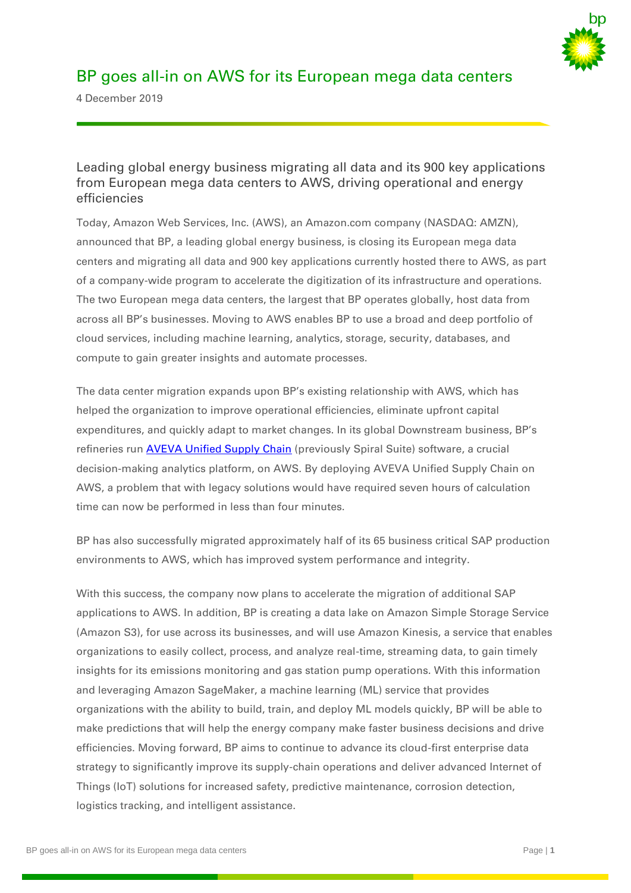# BP goes all-in on AWS for its European mega data centers

4 December 2019

## Leading global energy business migrating all data and its 900 key applications from European mega data centers to AWS, driving operational and energy efficiencies

Today, Amazon Web Services, Inc. (AWS), an Amazon.com company (NASDAQ: AMZN), announced that BP, a leading global energy business, is closing its European mega data centers and migrating all data and 900 key applications currently hosted there to AWS, as part of a company-wide program to accelerate the digitization of its infrastructure and operations. The two European mega data centers, the largest that BP operates globally, host data from across all BP's businesses. Moving to AWS enables BP to use a broad and deep portfolio of cloud services, including machine learning, analytics, storage, security, databases, and compute to gain greater insights and automate processes.

The data center migration expands upon BP's existing relationship with AWS, which has helped the organization to improve operational efficiencies, eliminate upfront capital expenditures, and quickly adapt to market changes. In its global Downstream business, BP's refineries run AVEVA Unified Supply Chain (previously Spiral Suite) software, a crucial decision-making analytics platform, on AWS. By deploying AVEVA Unified Supply Chain on AWS, a problem that with legacy solutions would have required seven hours of calculation time can now be performed in less than four minutes.

BP has also successfully migrated approximately half of its 65 business critical SAP production environments to AWS, which has improved system performance and integrity.

With this success, the company now plans to accelerate the migration of additional SAP applications to AWS. In addition, BP is creating a data lake on Amazon Simple Storage Service (Amazon S3), for use across its businesses, and will use Amazon Kinesis, a service that enables organizations to easily collect, process, and analyze real-time, streaming data, to gain timely insights for its emissions monitoring and gas station pump operations. With this information and leveraging Amazon SageMaker, a machine learning (ML) service that provides organizations with the ability to build, train, and deploy ML models quickly, BP will be able to make predictions that will help the energy company make faster business decisions and drive efficiencies. Moving forward, BP aims to continue to advance its cloud-first enterprise data strategy to significantly improve its supply-chain operations and deliver advanced Internet of Things (IoT) solutions for increased safety, predictive maintenance, corrosion detection, logistics tracking, and intelligent assistance.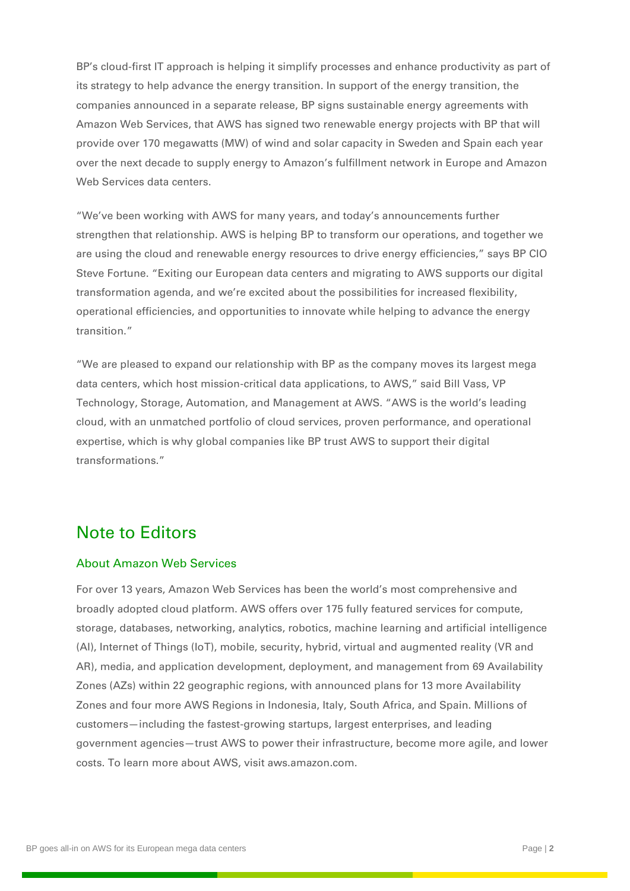BP's cloud-first IT approach is helping it simplify processes and enhance productivity as part of its strategy to help advance the energy transition. In support of the energy transition, the companies announced in a separate release, BP signs sustainable energy agreements with Amazon Web Services, that AWS has signed two renewable energy projects with BP that will provide over 170 megawatts (MW) of wind and solar capacity in Sweden and Spain each year over the next decade to supply energy to Amazon's fulfillment network in Europe and Amazon Web Services data centers.

"We've been working with AWS for many years, and today's announcements further strengthen that relationship. AWS is helping BP to transform our operations, and together we are using the cloud and renewable energy resources to drive energy efficiencies," says BP CIO Steve Fortune. "Exiting our European data centers and migrating to AWS supports our digital transformation agenda, and we're excited about the possibilities for increased flexibility, operational efficiencies, and opportunities to innovate while helping to advance the energy transition."

"We are pleased to expand our relationship with BP as the company moves its largest mega data centers, which host mission-critical data applications, to AWS," said Bill Vass, VP Technology, Storage, Automation, and Management at AWS. "AWS is the world's leading cloud, with an unmatched portfolio of cloud services, proven performance, and operational expertise, which is why global companies like BP trust AWS to support their digital transformations."

## Note to Editors

### About Amazon Web Services

For over 13 years, Amazon Web Services has been the world's most comprehensive and broadly adopted cloud platform. AWS offers over 175 fully featured services for compute, storage, databases, networking, analytics, robotics, machine learning and artificial intelligence (AI), Internet of Things (IoT), mobile, security, hybrid, virtual and augmented reality (VR and AR), media, and application development, deployment, and management from 69 Availability Zones (AZs) within 22 geographic regions, with announced plans for 13 more Availability Zones and four more AWS Regions in Indonesia, Italy, South Africa, and Spain. Millions of customers—including the fastest-growing startups, largest enterprises, and leading government agencies—trust AWS to power their infrastructure, become more agile, and lower costs. To learn more about AWS, visit aws.amazon.com.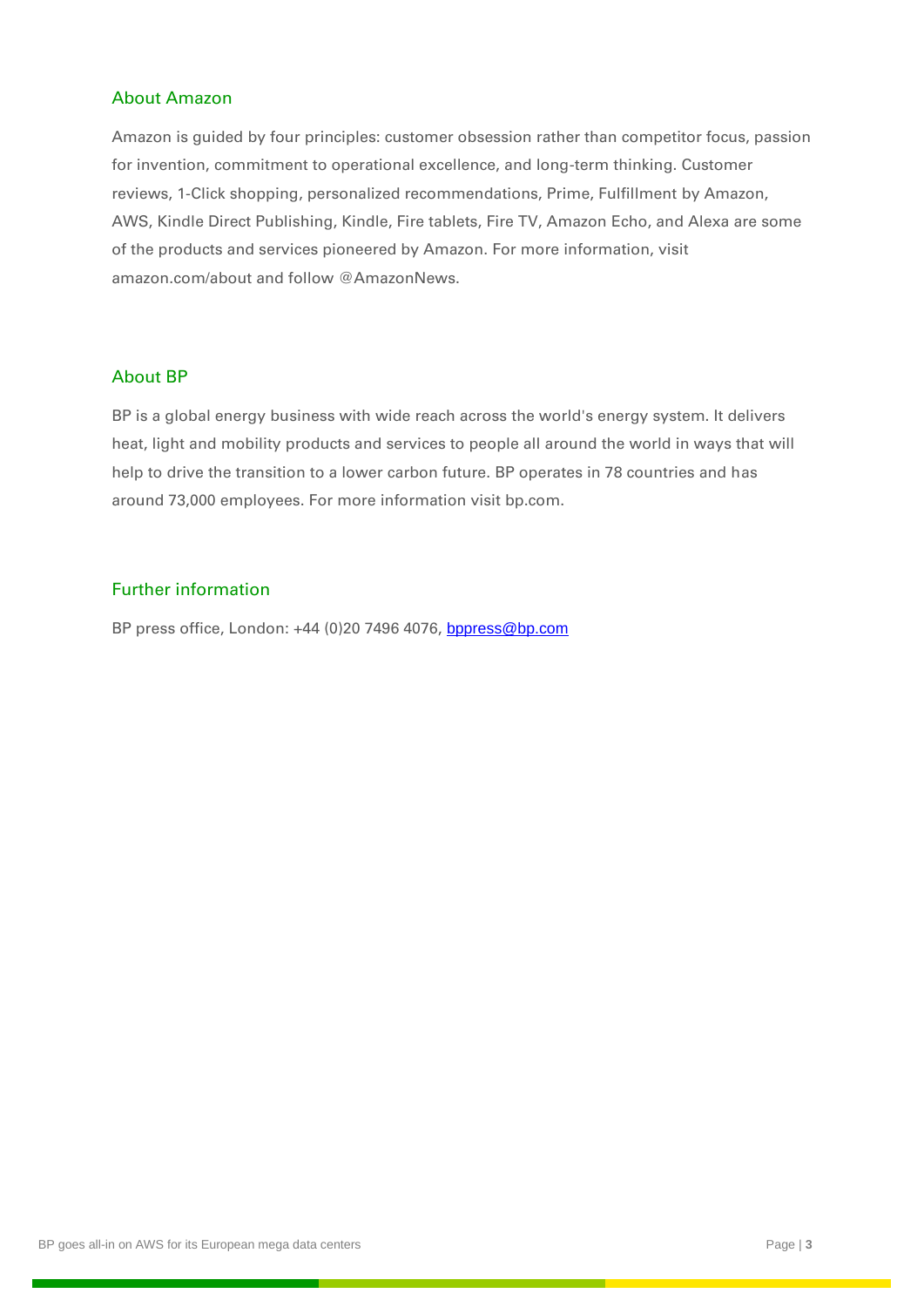## About Amazon

Amazon is guided by four principles: customer obsession rather than competitor focus, passion for invention, commitment to operational excellence, and long-term thinking. Customer reviews, 1-Click shopping, personalized recommendations, Prime, Fulfillment by Amazon, AWS, Kindle Direct Publishing, Kindle, Fire tablets, Fire TV, Amazon Echo, and Alexa are some of the products and services pioneered by Amazon. For more information, visit amazon.com/about and follow @AmazonNews.

## About BP

BP is a global energy business with wide reach across the world's energy system. It delivers heat, light and mobility products and services to people all around the world in ways that will help to drive the transition to a lower carbon future. BP operates in 78 countries and has around 73,000 employees. For more information visit bp.com.

## Further information

BP press office, London: +44 (0)20 7496 4076, bppress@bp.com